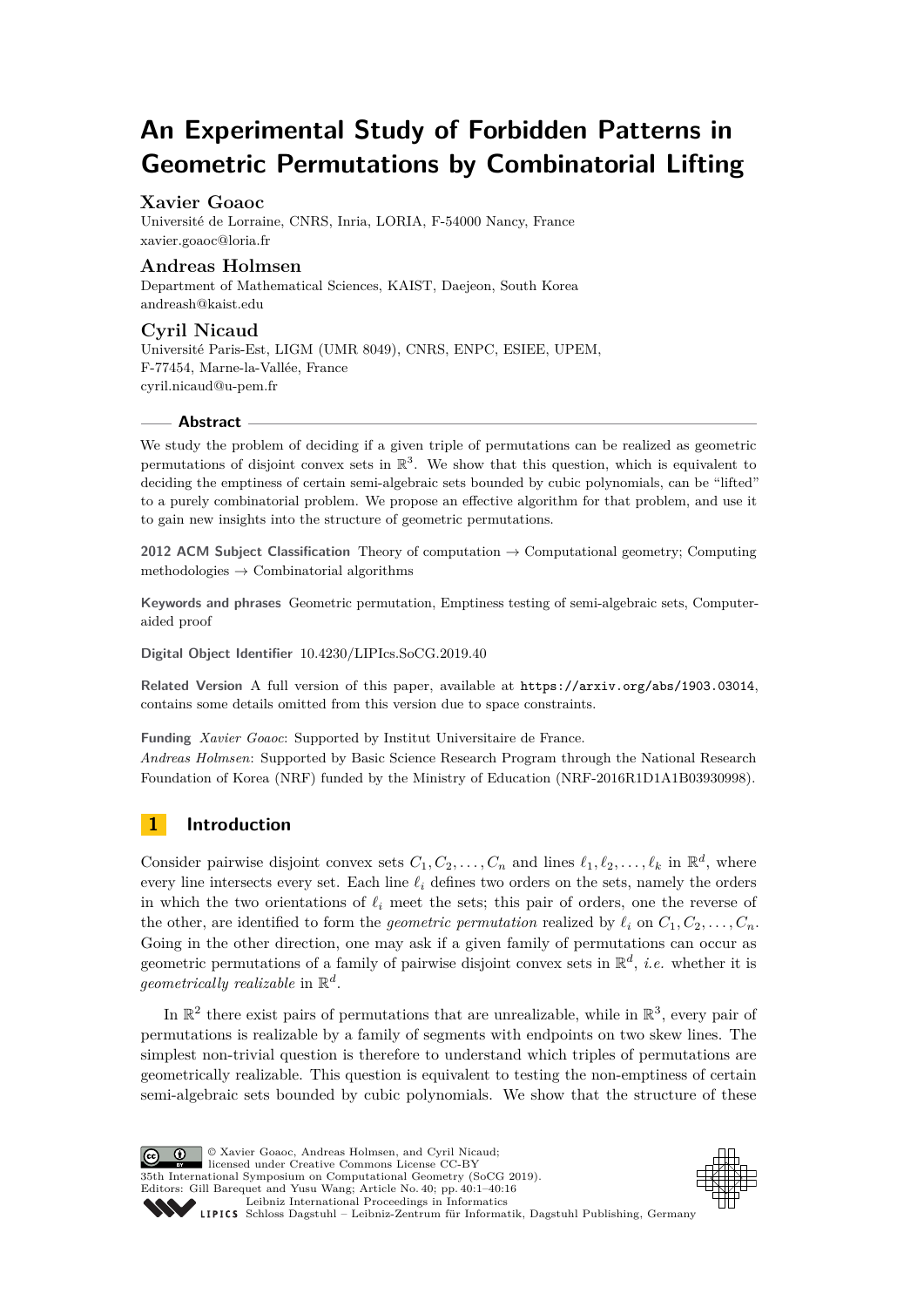# An Experimental Study of Forbidden Patterns in Geometric Permutations by Combinatorial Lifting

**Xavier Goaoc**

Université de Lorraine, CNRS, Inria, LORIA, F-54000 Nancy, France
xavier.goaoc@loria.fr

**Andreas Holmsen**

Department of Mathematical Sciences, KAIST, Daejeon, South Korea
andreash@kaist.edu

**Cyril Nicaud**

Université Paris-Est, LIGM (UMR 8049), CNRS, ENPC, ESIEE, UPEM,
F-77454, Marne-la-Vallée, France
cyril.nicaud@u-pem.fr

## Abstract

We study the problem of deciding if a given triple of permutations can be realized as geometric permutations of disjoint convex sets in $\mathbb{R}^3$. We show that this question, which is equivalent to deciding the emptiness of certain semi-algebraic sets bounded by cubic polynomials, can be "lifted" to a purely combinatorial problem. We propose an effective algorithm for that problem, and use it to gain new insights into the structure of geometric permutations.

**2012 ACM Subject Classification** Theory of computation → Computational geometry; Computing methodologies → Combinatorial algorithms

**Keywords and phrases** Geometric permutation, Emptiness testing of semi-algebraic sets, Computer-aided proof

**Digital Object Identifier** 10.4230/LIPIcs.SoCG.2019.40

**Related Version** A full version of this paper, available at https://arxiv.org/abs/1903.03014, contains some details omitted from this version due to space constraints.

**Funding** *Xavier Goaoc*: Supported by Institut Universitaire de France.
*Andreas Holmsen*: Supported by Basic Science Research Program through the National Research Foundation of Korea (NRF) funded by the Ministry of Education (NRF-2016R1D1A1B03930998).

## 1 Introduction

Consider pairwise disjoint convex sets $C_1, C_2, \ldots, C_n$ and lines $\ell_1, \ell_2, \ldots, \ell_k$ in $\mathbb{R}^d$, where every line intersects every set. Each line $\ell_i$ defines two orders on the sets, namely the orders in which the two orientations of $\ell_i$ meet the sets; this pair of orders, one the reverse of the other, are identified to form the *geometric permutation* realized by $\ell_i$ on $C_1, C_2, \ldots, C_n$. Going in the other direction, one may ask if a given family of permutations can occur as geometric permutations of a family of pairwise disjoint convex sets in $\mathbb{R}^d$, *i.e.* whether it is *geometrically realizable* in $\mathbb{R}^d$.

In $\mathbb{R}^2$ there exist pairs of permutations that are unrealizable, while in $\mathbb{R}^3$, every pair of permutations is realizable by a family of segments with endpoints on two skew lines. The simplest non-trivial question is therefore to understand which triples of permutations are geometrically realizable. This question is equivalent to testing the non-emptiness of certain semi-algebraic sets bounded by cubic polynomials. We show that the structure of these

© Xavier Goaoc, Andreas Holmsen, and Cyril Nicaud;
licensed under Creative Commons License CC-BY
35th International Symposium on Computational Geometry (SoCG 2019).
Editors: Gill Barequet and Yusu Wang; Article No. 40; pp. 40:1–40:16
Leibniz International Proceedings in Informatics
Schloss Dagstuhl – Leibniz-Zentrum für Informatik, Dagstuhl Publishing, Germany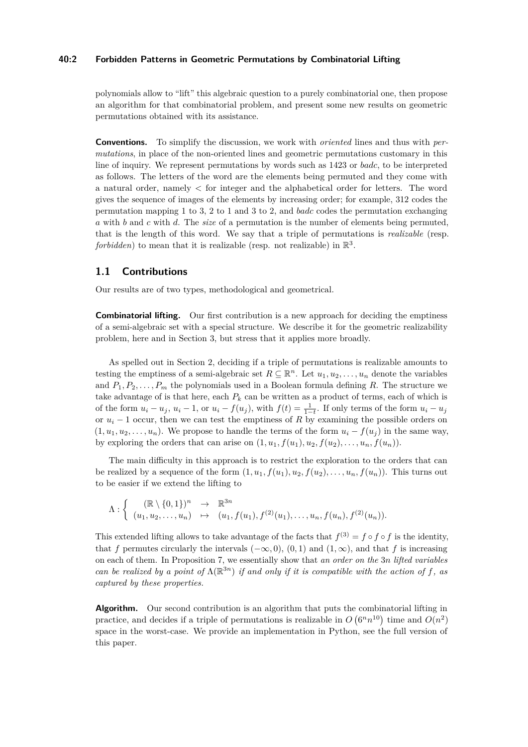polynomials allow to "lift" this algebraic question to a purely combinatorial one, then propose an algorithm for that combinatorial problem, and present some new results on geometric permutations obtained with its assistance.

**Conventions.** To simplify the discussion, we work with *oriented* lines and thus with *permutations*, in place of the non-oriented lines and geometric permutations customary in this line of inquiry. We represent permutations by words such as 1423 or *badc*, to be interpreted as follows. The letters of the word are the elements being permuted and they come with a natural order, namely $<$ for integer and the alphabetical order for letters. The word gives the sequence of images of the elements by increasing order; for example, 312 codes the permutation mapping 1 to 3, 2 to 1 and 3 to 2, and *badc* codes the permutation exchanging $a$ with $b$ and $c$ with $d$. The *size* of a permutation is the number of elements being permuted, that is the length of this word. We say that a triple of permutations is *realizable* (resp. *forbidden*) to mean that it is realizable (resp. not realizable) in $\mathbb{R}^3$.

## 1.1 Contributions

Our results are of two types, methodological and geometrical.

**Combinatorial lifting.** Our first contribution is a new approach for deciding the emptiness of a semi-algebraic set with a special structure. We describe it for the geometric realizability problem, here and in Section 3, but stress that it applies more broadly.

As spelled out in Section 2, deciding if a triple of permutations is realizable amounts to testing the emptiness of a semi-algebraic set $R \subseteq \mathbb{R}^n$. Let $u_1, u_2, \ldots, u_n$ denote the variables and $P_1, P_2, \ldots, P_m$ the polynomials used in a Boolean formula defining $R$. The structure we take advantage of is that here, each $P_k$ can be written as a product of terms, each of which is of the form $u_i - u_j$, $u_i - 1$, or $u_i - f(u_j)$, with $f(t) = \frac{1}{1-t}$. If only terms of the form $u_i - u_j$ or $u_i - 1$ occur, then we can test the emptiness of $R$ by examining the possible orders on $(1, u_1, u_2, \ldots, u_n)$. We propose to handle the terms of the form $u_i - f(u_j)$ in the same way, by exploring the orders that can arise on $(1, u_1, f(u_1), u_2, f(u_2), \ldots, u_n, f(u_n))$.

The main difficulty in this approach is to restrict the exploration to the orders that can be realized by a sequence of the form $(1, u_1, f(u_1), u_2, f(u_2), \ldots, u_n, f(u_n))$. This turns out to be easier if we extend the lifting to

$$\Lambda : \begin{cases} (\mathbb{R} \setminus \{0, 1\})^n & \to & \mathbb{R}^{3n} \\ (u_1, u_2, \ldots, u_n) & \mapsto & (u_1, f(u_1), f^{(2)}(u_1), \ldots, u_n, f(u_n), f^{(2)}(u_n)). \end{cases}$$

This extended lifting allows to take advantage of the facts that $f^{(3)} = f \circ f \circ f$ is the identity, that $f$ permutes circularly the intervals $(-\infty, 0)$, $(0, 1)$ and $(1, \infty)$, and that $f$ is increasing on each of them. In Proposition 7, we essentially show that *an order on the* $3n$ *lifted variables can be realized by a point of* $\Lambda(\mathbb{R}^{3n})$ *if and only if it is compatible with the action of* $f$*, as captured by these properties.*

**Algorithm.** Our second contribution is an algorithm that puts the combinatorial lifting in practice, and decides if a triple of permutations is realizable in $O\left(6^n n^{10}\right)$ time and $O(n^2)$ space in the worst-case. We provide an implementation in Python, see the full version of this paper.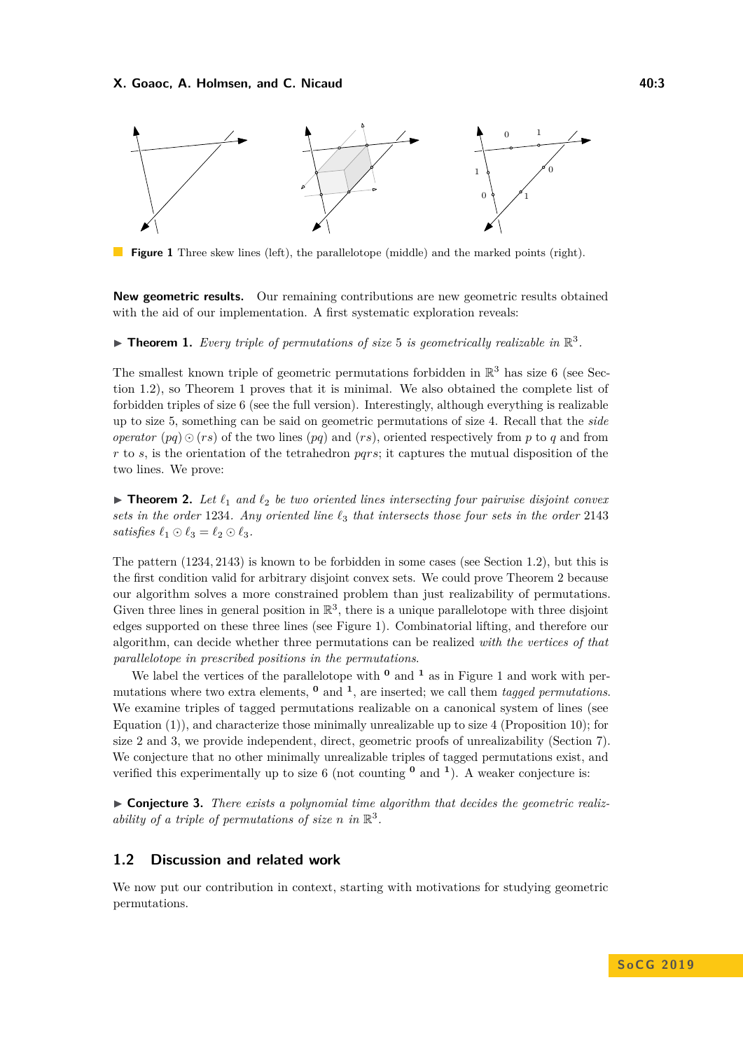**Figure 1** Three skew lines (left), the parallelotope (middle) and the marked points (right).

**New geometric results.** Our remaining contributions are new geometric results obtained with the aid of our implementation. A first systematic exploration reveals:

▶ **Theorem 1.** *Every triple of permutations of size* 5 *is geometrically realizable in* $\mathbb{R}^3$.

The smallest known triple of geometric permutations forbidden in $\mathbb{R}^3$ has size 6 (see Section 1.2), so Theorem 1 proves that it is minimal. We also obtained the complete list of forbidden triples of size 6 (see the full version). Interestingly, although everything is realizable up to size 5, something can be said on geometric permutations of size 4. Recall that the *side operator* $(pq) \odot (rs)$ of the two lines $(pq)$ and $(rs)$, oriented respectively from $p$ to $q$ and from $r$ to $s$, is the orientation of the tetrahedron $pqrs$; it captures the mutual disposition of the two lines. We prove:

▶ **Theorem 2.** *Let $\ell_1$ and $\ell_2$ be two oriented lines intersecting four pairwise disjoint convex sets in the order* 1234*. Any oriented line $\ell_3$ that intersects those four sets in the order* 2143 *satisfies $\ell_1 \odot \ell_3 = \ell_2 \odot \ell_3$.*

The pattern $(1234, 2143)$ is known to be forbidden in some cases (see Section 1.2), but this is the first condition valid for arbitrary disjoint convex sets. We could prove Theorem 2 because our algorithm solves a more constrained problem than just realizability of permutations. Given three lines in general position in $\mathbb{R}^3$, there is a unique parallelotope with three disjoint edges supported on these three lines (see Figure 1). Combinatorial lifting, and therefore our algorithm, can decide whether three permutations can be realized *with the vertices of that parallelotope in prescribed positions in the permutations.*

We label the vertices of the parallelotope with $^{\mathbf{0}}$ and $^{\mathbf{1}}$ as in Figure 1 and work with permutations where two extra elements, $^{\mathbf{0}}$ and $^{\mathbf{1}}$, are inserted; we call them *tagged permutations*. We examine triples of tagged permutations realizable on a canonical system of lines (see Equation (1)), and characterize those minimally unrealizable up to size 4 (Proposition 10); for size 2 and 3, we provide independent, direct, geometric proofs of unrealizability (Section 7). We conjecture that no other minimally unrealizable triples of tagged permutations exist, and verified this experimentally up to size 6 (not counting $^{\mathbf{0}}$ and $^{\mathbf{1}}$). A weaker conjecture is:

▶ **Conjecture 3.** *There exists a polynomial time algorithm that decides the geometric realizability of a triple of permutations of size $n$ in $\mathbb{R}^3$.*

## 1.2 Discussion and related work

We now put our contribution in context, starting with motivations for studying geometric permutations.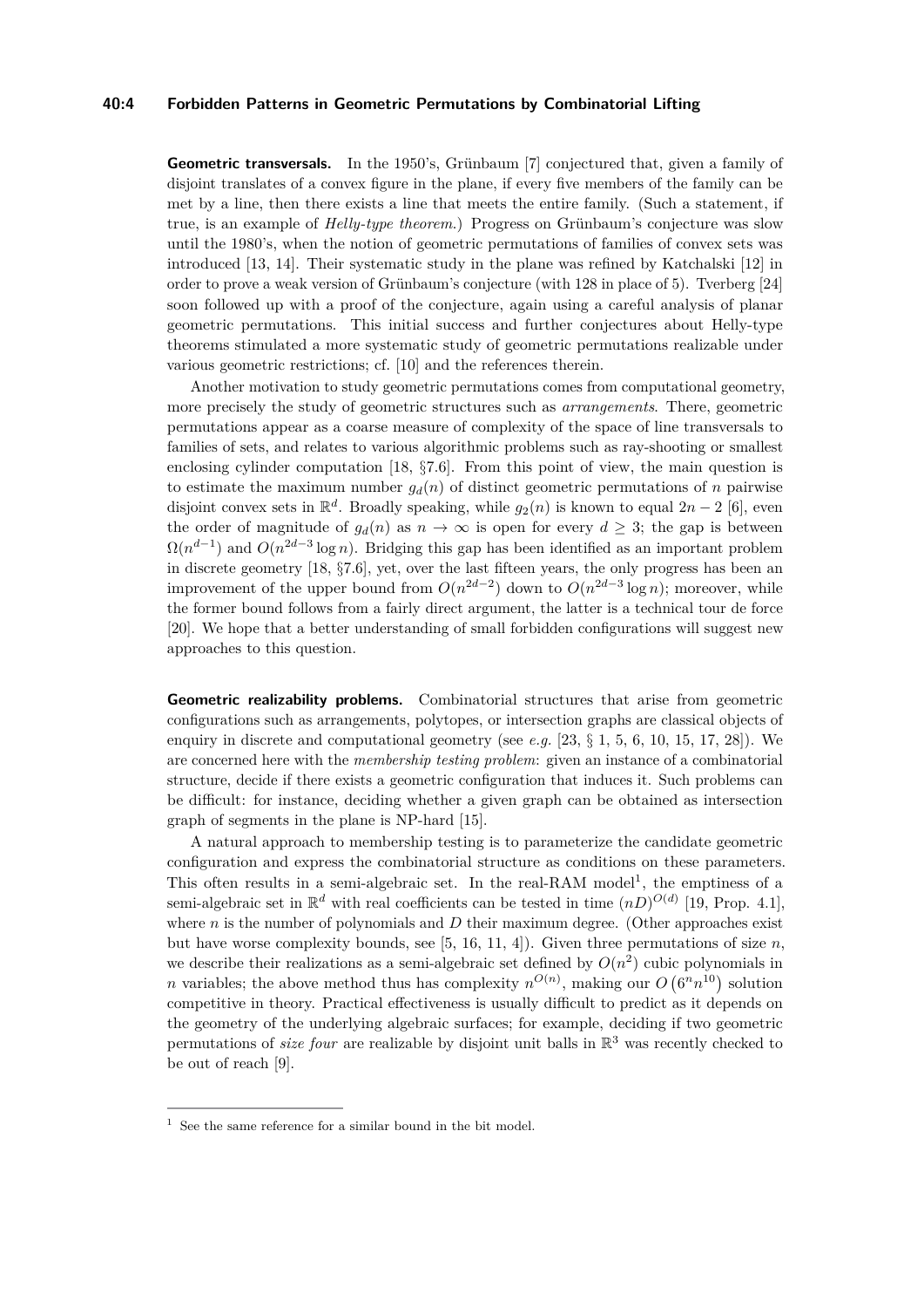**Geometric transversals.** In the 1950's, Grünbaum [7] conjectured that, given a family of disjoint translates of a convex figure in the plane, if every five members of the family can be met by a line, then there exists a line that meets the entire family. (Such a statement, if true, is an example of *Helly-type theorem*.) Progress on Grünbaum's conjecture was slow until the 1980's, when the notion of geometric permutations of families of convex sets was introduced [13, 14]. Their systematic study in the plane was refined by Katchalski [12] in order to prove a weak version of Grünbaum's conjecture (with 128 in place of 5). Tverberg [24] soon followed up with a proof of the conjecture, again using a careful analysis of planar geometric permutations. This initial success and further conjectures about Helly-type theorems stimulated a more systematic study of geometric permutations realizable under various geometric restrictions; cf. [10] and the references therein.

Another motivation to study geometric permutations comes from computational geometry, more precisely the study of geometric structures such as *arrangements*. There, geometric permutations appear as a coarse measure of complexity of the space of line transversals to families of sets, and relates to various algorithmic problems such as ray-shooting or smallest enclosing cylinder computation [18, §7.6]. From this point of view, the main question is to estimate the maximum number $g_d(n)$ of distinct geometric permutations of $n$ pairwise disjoint convex sets in $\mathbb{R}^d$. Broadly speaking, while $g_2(n)$ is known to equal $2n-2$ [6], even the order of magnitude of $g_d(n)$ as $n \to \infty$ is open for every $d \geq 3$; the gap is between $\Omega(n^{d-1})$ and $O(n^{2d-3}\log n)$. Bridging this gap has been identified as an important problem in discrete geometry [18, §7.6], yet, over the last fifteen years, the only progress has been an improvement of the upper bound from $O(n^{2d-2})$ down to $O(n^{2d-3}\log n)$; moreover, while the former bound follows from a fairly direct argument, the latter is a technical tour de force [20]. We hope that a better understanding of small forbidden configurations will suggest new approaches to this question.

**Geometric realizability problems.** Combinatorial structures that arise from geometric configurations such as arrangements, polytopes, or intersection graphs are classical objects of enquiry in discrete and computational geometry (see *e.g.* [23, § 1, 5, 6, 10, 15, 17, 28]). We are concerned here with the *membership testing problem*: given an instance of a combinatorial structure, decide if there exists a geometric configuration that induces it. Such problems can be difficult: for instance, deciding whether a given graph can be obtained as intersection graph of segments in the plane is NP-hard [15].

A natural approach to membership testing is to parameterize the candidate geometric configuration and express the combinatorial structure as conditions on these parameters. This often results in a semi-algebraic set. In the real-RAM model[1], the emptiness of a semi-algebraic set in $\mathbb{R}^d$ with real coefficients can be tested in time $(nD)^{O(d)}$ [19, Prop. 4.1], where $n$ is the number of polynomials and $D$ their maximum degree. (Other approaches exist but have worse complexity bounds, see [5, 16, 11, 4]). Given three permutations of size $n$, we describe their realizations as a semi-algebraic set defined by $O(n^2)$ cubic polynomials in $n$ variables; the above method thus has complexity $n^{O(n)}$, making our $O\left(6^n n^{10}\right)$ solution competitive in theory. Practical effectiveness is usually difficult to predict as it depends on the geometry of the underlying algebraic surfaces; for example, deciding if two geometric permutations of *size four* are realizable by disjoint unit balls in $\mathbb{R}^3$ was recently checked to be out of reach [9].

[1] See the same reference for a similar bound in the bit model.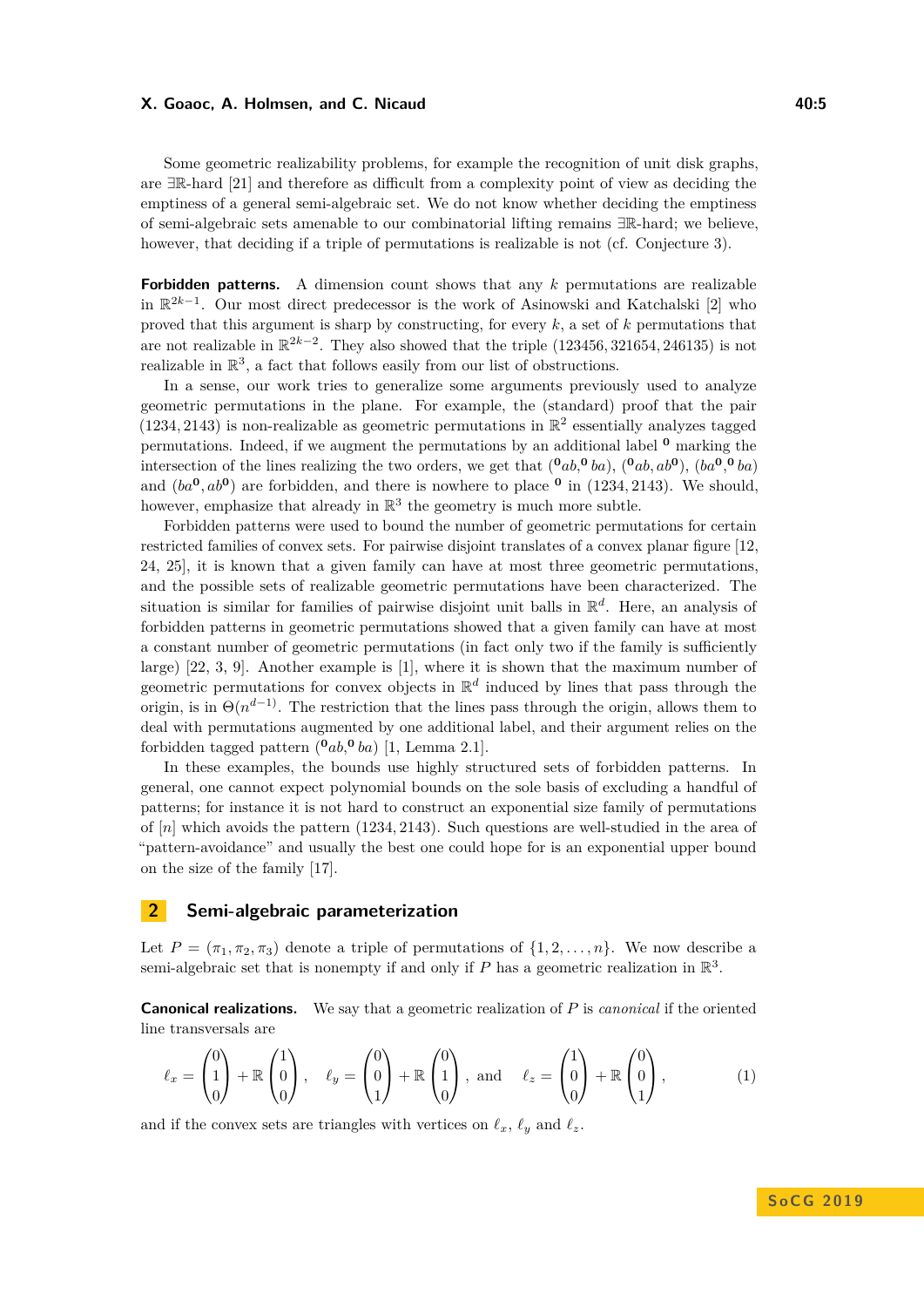Some geometric realizability problems, for example the recognition of unit disk graphs, are $\exists\mathbb{R}$-hard [21] and therefore as difficult from a complexity point of view as deciding the emptiness of a general semi-algebraic set. We do not know whether deciding the emptiness of semi-algebraic sets amenable to our combinatorial lifting remains $\exists\mathbb{R}$-hard; we believe, however, that deciding if a triple of permutations is realizable is not (cf. Conjecture 3).

**Forbidden patterns.** A dimension count shows that any $k$ permutations are realizable in $\mathbb{R}^{2k-1}$. Our most direct predecessor is the work of Asinowski and Katchalski [2] who proved that this argument is sharp by constructing, for every $k$, a set of $k$ permutations that are not realizable in $\mathbb{R}^{2k-2}$. They also showed that the triple $(123456, 321654, 246135)$ is not realizable in $\mathbb{R}^3$, a fact that follows easily from our list of obstructions.

In a sense, our work tries to generalize some arguments previously used to analyze geometric permutations in the plane. For example, the (standard) proof that the pair $(1234, 2143)$ is non-realizable as geometric permutations in $\mathbb{R}^2$ essentially analyzes tagged permutations. Indeed, if we augment the permutations by an additional label $\mathbf{0}$ marking the intersection of the lines realizing the two orders, we get that $(^{\mathbf{0}}ab, ^{\mathbf{0}}ba)$, $(^{\mathbf{0}}ab, ab^{\mathbf{0}})$, $(ba^{\mathbf{0}}, ^{\mathbf{0}}ba)$ and $(ba^{\mathbf{0}}, ab^{\mathbf{0}})$ are forbidden, and there is nowhere to place $\mathbf{0}$ in $(1234, 2143)$. We should, however, emphasize that already in $\mathbb{R}^3$ the geometry is much more subtle.

Forbidden patterns were used to bound the number of geometric permutations for certain restricted families of convex sets. For pairwise disjoint translates of a convex planar figure [12, 24, 25], it is known that a given family can have at most three geometric permutations, and the possible sets of realizable geometric permutations have been characterized. The situation is similar for families of pairwise disjoint unit balls in $\mathbb{R}^d$. Here, an analysis of forbidden patterns in geometric permutations showed that a given family can have at most a constant number of geometric permutations (in fact only two if the family is sufficiently large) [22, 3, 9]. Another example is [1], where it is shown that the maximum number of geometric permutations for convex objects in $\mathbb{R}^d$ induced by lines that pass through the origin, is in $\Theta(n^{d-1})$. The restriction that the lines pass through the origin, allows them to deal with permutations augmented by one additional label, and their argument relies on the forbidden tagged pattern $(^{\mathbf{0}}ab, ^{\mathbf{0}}ba)$ [1, Lemma 2.1].

In these examples, the bounds use highly structured sets of forbidden patterns. In general, one cannot expect polynomial bounds on the sole basis of excluding a handful of patterns; for instance it is not hard to construct an exponential size family of permutations of $[n]$ which avoids the pattern $(1234, 2143)$. Such questions are well-studied in the area of "pattern-avoidance" and usually the best one could hope for is an exponential upper bound on the size of the family [17].

## 2 Semi-algebraic parameterization

Let $P = (\pi_1, \pi_2, \pi_3)$ denote a triple of permutations of $\{1, 2, \ldots, n\}$. We now describe a semi-algebraic set that is nonempty if and only if $P$ has a geometric realization in $\mathbb{R}^3$.

**Canonical realizations.** We say that a geometric realization of $P$ is *canonical* if the oriented line transversals are

$$\ell_x = \begin{pmatrix}0\\1\\0\end{pmatrix} + \mathbb{R}\begin{pmatrix}1\\0\\0\end{pmatrix}, \quad \ell_y = \begin{pmatrix}0\\0\\1\end{pmatrix} + \mathbb{R}\begin{pmatrix}0\\1\\0\end{pmatrix}, \text{ and } \quad \ell_z = \begin{pmatrix}1\\0\\0\end{pmatrix} + \mathbb{R}\begin{pmatrix}0\\0\\1\end{pmatrix}, \tag{1}$$

and if the convex sets are triangles with vertices on $\ell_x$, $\ell_y$ and $\ell_z$.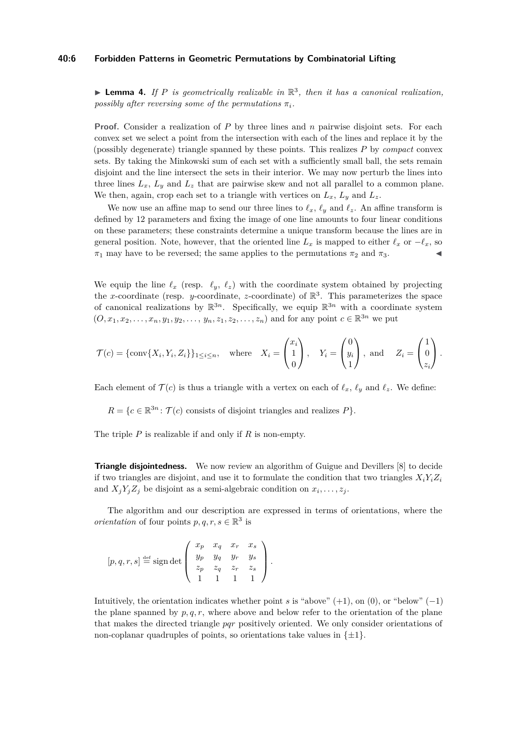▶ **Lemma 4.** *If $P$ is geometrically realizable in $\mathbb{R}^3$, then it has a canonical realization, possibly after reversing some of the permutations $\pi_i$.*

**Proof.** Consider a realization of $P$ by three lines and $n$ pairwise disjoint sets. For each convex set we select a point from the intersection with each of the lines and replace it by the (possibly degenerate) triangle spanned by these points. This realizes $P$ by *compact* convex sets. By taking the Minkowski sum of each set with a sufficiently small ball, the sets remain disjoint and the line intersect the sets in their interior. We may now perturb the lines into three lines $L_x$, $L_y$ and $L_z$ that are pairwise skew and not all parallel to a common plane. We then, again, crop each set to a triangle with vertices on $L_x$, $L_y$ and $L_z$.

We now use an affine map to send our three lines to $\ell_x$, $\ell_y$ and $\ell_z$. An affine transform is defined by 12 parameters and fixing the image of one line amounts to four linear conditions on these parameters; these constraints determine a unique transform because the lines are in general position. Note, however, that the oriented line $L_x$ is mapped to either $\ell_x$ or $-\ell_x$, so $\pi_1$ may have to be reversed; the same applies to the permutations $\pi_2$ and $\pi_3$. ◀

We equip the line $\ell_x$ (resp. $\ell_y$, $\ell_z$) with the coordinate system obtained by projecting the $x$-coordinate (resp. $y$-coordinate, $z$-coordinate) of $\mathbb{R}^3$. This parameterizes the space of canonical realizations by $\mathbb{R}^{3n}$. Specifically, we equip $\mathbb{R}^{3n}$ with a coordinate system $(O, x_1, x_2, \ldots, x_n, y_1, y_2, \ldots, y_n, z_1, z_2, \ldots, z_n)$ and for any point $c \in \mathbb{R}^{3n}$ we put

$$\mathcal{T}(c) = \{\operatorname{conv}\{X_i, Y_i, Z_i\}\}_{1 \le i \le n}, \quad \text{where} \quad X_i = \begin{pmatrix} x_i \\ 1 \\ 0 \end{pmatrix}, \quad Y_i = \begin{pmatrix} 0 \\ y_i \\ 1 \end{pmatrix}, \text{ and } \quad Z_i = \begin{pmatrix} 1 \\ 0 \\ z_i \end{pmatrix}.$$

Each element of $\mathcal{T}(c)$ is thus a triangle with a vertex on each of $\ell_x$, $\ell_y$ and $\ell_z$. We define:

$$R = \{c \in \mathbb{R}^{3n} : \mathcal{T}(c) \text{ consists of disjoint triangles and realizes } P\}.$$

The triple $P$ is realizable if and only if $R$ is non-empty.

**Triangle disjointedness.** We now review an algorithm of Guigue and Devillers [8] to decide if two triangles are disjoint, and use it to formulate the condition that two triangles $X_iY_iZ_i$ and $X_jY_jZ_j$ be disjoint as a semi-algebraic condition on $x_i, \ldots, z_j$.

The algorithm and our description are expressed in terms of orientations, where the *orientation* of four points $p, q, r, s \in \mathbb{R}^3$ is

$$[p, q, r, s] \stackrel{\text{def}}{=} \operatorname{sign} \det \begin{pmatrix} x_p & x_q & x_r & x_s \\ y_p & y_q & y_r & y_s \\ z_p & z_q & z_r & z_s \\ 1 & 1 & 1 & 1 \end{pmatrix}.$$

Intuitively, the orientation indicates whether point $s$ is "above" $(+1)$, on $(0)$, or "below" $(-1)$ the plane spanned by $p, q, r$, where above and below refer to the orientation of the plane that makes the directed triangle $pqr$ positively oriented. We only consider orientations of non-coplanar quadruples of points, so orientations take values in $\{\pm 1\}$.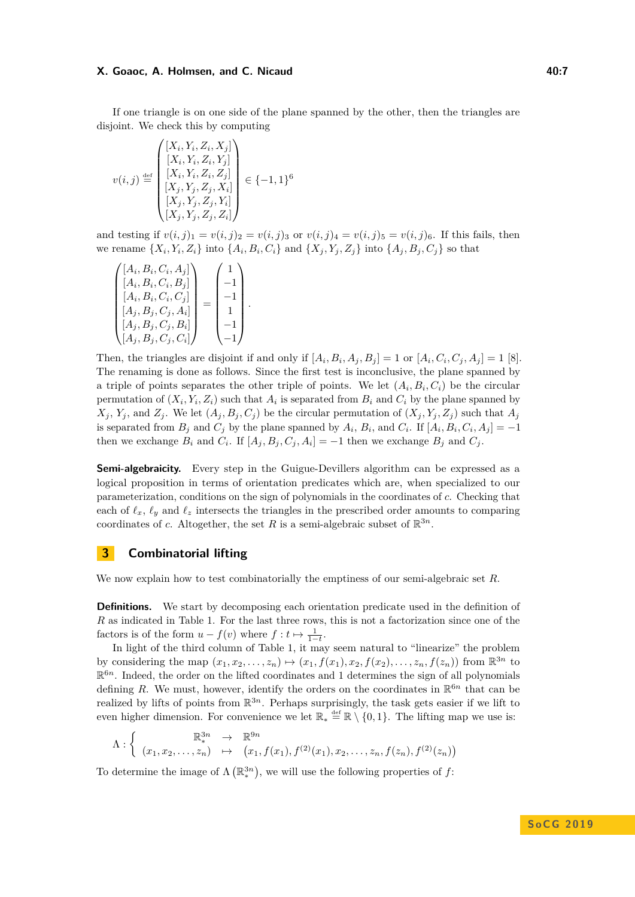If one triangle is on one side of the plane spanned by the other, then the triangles are disjoint. We check this by computing

$$v(i,j) \stackrel{\text{def}}{=} \begin{pmatrix} [X_i, Y_i, Z_i, X_j] \\ [X_i, Y_i, Z_i, Y_j] \\ [X_i, Y_i, Z_i, Z_j] \\ [X_j, Y_j, Z_j, X_i] \\ [X_j, Y_j, Z_j, Y_i] \\ [X_j, Y_j, Z_j, Z_i] \end{pmatrix} \in \{-1, 1\}^6$$

and testing if $v(i,j)_1 = v(i,j)_2 = v(i,j)_3$ or $v(i,j)_4 = v(i,j)_5 = v(i,j)_6$. If this fails, then we rename $\{X_i, Y_i, Z_i\}$ into $\{A_i, B_i, C_i\}$ and $\{X_j, Y_j, Z_j\}$ into $\{A_j, B_j, C_j\}$ so that

$$\begin{pmatrix} [A_i, B_i, C_i, A_j] \\ [A_i, B_i, C_i, B_j] \\ [A_i, B_i, C_i, C_j] \\ [A_j, B_j, C_j, A_i] \\ [A_j, B_j, C_j, B_i] \\ [A_j, B_j, C_j, C_i] \end{pmatrix} = \begin{pmatrix} 1 \\ -1 \\ -1 \\ 1 \\ -1 \\ -1 \end{pmatrix}.$$

Then, the triangles are disjoint if and only if $[A_i, B_i, A_j, B_j] = 1$ or $[A_i, C_i, C_j, A_j] = 1$ [8]. The renaming is done as follows. Since the first test is inconclusive, the plane spanned by a triple of points separates the other triple of points. We let $(A_i, B_i, C_i)$ be the circular permutation of $(X_i, Y_i, Z_i)$ such that $A_i$ is separated from $B_i$ and $C_i$ by the plane spanned by $X_j$, $Y_j$, and $Z_j$. We let $(A_j, B_j, C_j)$ be the circular permutation of $(X_j, Y_j, Z_j)$ such that $A_j$ is separated from $B_j$ and $C_j$ by the plane spanned by $A_i$, $B_i$, and $C_i$. If $[A_i, B_i, C_i, A_j] = -1$ then we exchange $B_i$ and $C_i$. If $[A_j, B_j, C_j, A_i] = -1$ then we exchange $B_j$ and $C_j$.

**Semi-algebraicity.** Every step in the Guigue-Devillers algorithm can be expressed as a logical proposition in terms of orientation predicates which are, when specialized to our parameterization, conditions on the sign of polynomials in the coordinates of $c$. Checking that each of $\ell_x$, $\ell_y$ and $\ell_z$ intersects the triangles in the prescribed order amounts to comparing coordinates of $c$. Altogether, the set $R$ is a semi-algebraic subset of $\mathbb{R}^{3n}$.

## 3 Combinatorial lifting

We now explain how to test combinatorially the emptiness of our semi-algebraic set $R$.

**Definitions.** We start by decomposing each orientation predicate used in the definition of $R$ as indicated in Table 1. For the last three rows, this is not a factorization since one of the factors is of the form $u - f(v)$ where $f : t \mapsto \frac{1}{1-t}$.

In light of the third column of Table 1, it may seem natural to "linearize" the problem by considering the map $(x_1, x_2, \ldots, z_n) \mapsto (x_1, f(x_1), x_2, f(x_2), \ldots, z_n, f(z_n))$ from $\mathbb{R}^{3n}$ to $\mathbb{R}^{6n}$. Indeed, the order on the lifted coordinates and 1 determines the sign of all polynomials defining $R$. We must, however, identify the orders on the coordinates in $\mathbb{R}^{6n}$ that can be realized by lifts of points from $\mathbb{R}^{3n}$. Perhaps surprisingly, the task gets easier if we lift to even higher dimension. For convenience we let $\mathbb{R}_* \stackrel{\text{def}}{=} \mathbb{R} \setminus \{0, 1\}$. The lifting map we use is:

$$\Lambda : \left\{ \begin{array}{rcl} \mathbb{R}_*^{3n} & \to & \mathbb{R}^{9n} \\ (x_1, x_2, \ldots, z_n) & \mapsto & (x_1, f(x_1), f^{(2)}(x_1), x_2, \ldots, z_n, f(z_n), f^{(2)}(z_n)) \end{array} \right.$$

To determine the image of $\Lambda\left(\mathbb{R}_*^{3n}\right)$, we will use the following properties of $f$: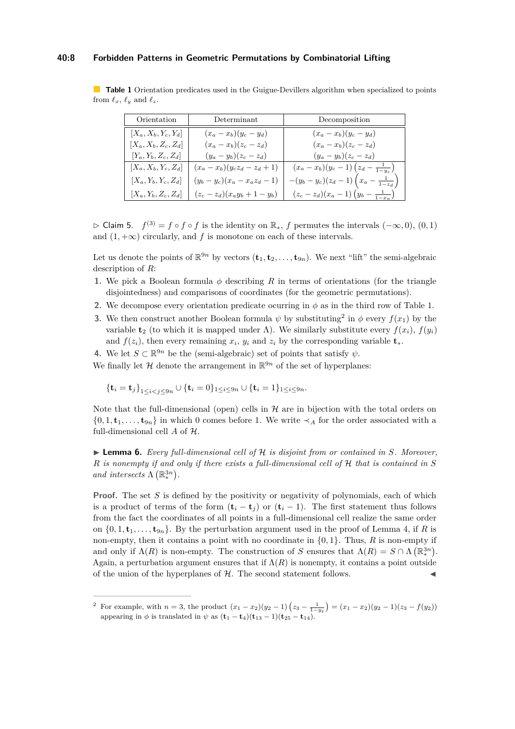**Table 1** Orientation predicates used in the Guigue-Devillers algorithm when specialized to points from $\ell_x$, $\ell_y$ and $\ell_z$.

| Orientation | Determinant | Decomposition |
|---|---|---|
| $[X_a, X_b, Y_c, Y_d]$ | $(x_a - x_b)(y_c - y_d)$ | $(x_a - x_b)(y_c - y_d)$ |
| $[X_a, X_b, Z_c, Z_d]$ | $(x_a - x_b)(z_c - z_d)$ | $(x_a - x_b)(z_c - z_d)$ |
| $[Y_a, Y_b, Z_c, Z_d]$ | $(y_a - y_b)(z_c - z_d)$ | $(y_a - y_b)(z_c - z_d)$ |
| $[X_a, X_b, Y_c, Z_d]$ | $(x_a - x_b)(y_c z_d - z_d + 1)$ | $(x_a - x_b)(y_c - 1)\left(z_d - \frac{1}{1-y_c}\right)$ |
| $[X_a, Y_b, Y_c, Z_d]$ | $(y_b - y_c)(x_a - x_a z_d - 1)$ | $-(y_b - y_c)(z_d - 1)\left(x_a - \frac{1}{1-z_d}\right)$ |
| $[X_a, Y_b, Z_c, Z_d]$ | $(z_c - z_d)(x_a y_b + 1 - y_b)$ | $(z_c - z_d)(x_a - 1)\left(y_b - \frac{1}{1-x_a}\right)$ |

▷ Claim 5. $f^{(3)} = f \circ f \circ f$ is the identity on $\mathbb{R}_*$, $f$ permutes the intervals $(-\infty, 0)$, $(0, 1)$ and $(1, +\infty)$ circularly, and $f$ is monotone on each of these intervals.

Let us denote the points of $\mathbb{R}^{9n}$ by vectors $(\mathbf{t}_1, \mathbf{t}_2, \ldots, \mathbf{t}_{9n})$. We next "lift" the semi-algebraic description of $R$:

1. We pick a Boolean formula $\phi$ describing $R$ in terms of orientations (for the triangle disjointedness) and comparisons of coordinates (for the geometric permutations).
2. We decompose every orientation predicate ocurring in $\phi$ as in the third row of Table 1.
3. We then construct another Boolean formula $\psi$ by substituting[2] in $\phi$ every $f(x_1)$ by the variable $\mathbf{t}_2$ (to which it is mapped under $\Lambda$). We similarly substitute every $f(x_i)$, $f(y_i)$ and $f(z_i)$, then every remaining $x_i$, $y_i$ and $z_i$ by the corresponding variable $\mathbf{t}_*$.
4. We let $S \subset \mathbb{R}^{9n}$ be the (semi-algebraic) set of points that satisfy $\psi$.

We finally let $\mathcal{H}$ denote the arrangement in $\mathbb{R}^{9n}$ of the set of hyperplanes:

$$\{\mathbf{t}_i = \mathbf{t}_j\}_{1 \le i < j \le 9n} \cup \{\mathbf{t}_i = 0\}_{1 \le i \le 9n} \cup \{\mathbf{t}_i = 1\}_{1 \le i \le 9n}.$$

Note that the full-dimensional (open) cells in $\mathcal{H}$ are in bijection with the total orders on $\{0, 1, \mathbf{t}_1, \ldots, \mathbf{t}_{9n}\}$ in which 0 comes before 1. We write $\prec_A$ for the order associated with a full-dimensional cell $A$ of $\mathcal{H}$.

► **Lemma 6.** *Every full-dimensional cell of $\mathcal{H}$ is disjoint from or contained in $S$. Moreover, $R$ is nonempty if and only if there exists a full-dimensional cell of $\mathcal{H}$ that is contained in $S$ and intersects $\Lambda\left(\mathbb{R}_*^{3n}\right)$.*

**Proof.** The set $S$ is defined by the positivity or negativity of polynomials, each of which is a product of terms of the form $(\mathbf{t}_i - \mathbf{t}_j)$ or $(\mathbf{t}_i - 1)$. The first statement thus follows from the fact the coordinates of all points in a full-dimensional cell realize the same order on $\{0, 1, \mathbf{t}_1, \ldots, \mathbf{t}_{9n}\}$. By the perturbation argument used in the proof of Lemma 4, if $R$ is non-empty, then it contains a point with no coordinate in $\{0, 1\}$. Thus, $R$ is non-empty if and only if $\Lambda(R)$ is non-empty. The construction of $S$ ensures that $\Lambda(R) = S \cap \Lambda\left(\mathbb{R}_*^{3n}\right)$. Again, a perturbation argument ensures that if $\Lambda(R)$ is nonempty, it contains a point outside of the union of the hyperplanes of $\mathcal{H}$. The second statement follows. ◄

---

[2] For example, with $n = 3$, the product $(x_1 - x_2)(y_2 - 1)\left(z_3 - \frac{1}{1-y_2}\right) = (x_1 - x_2)(y_2 - 1)(z_3 - f(y_2))$ appearing in $\phi$ is translated in $\psi$ as $(\mathbf{t}_1 - \mathbf{t}_4)(\mathbf{t}_{13} - 1)(\mathbf{t}_{25} - \mathbf{t}_{14})$.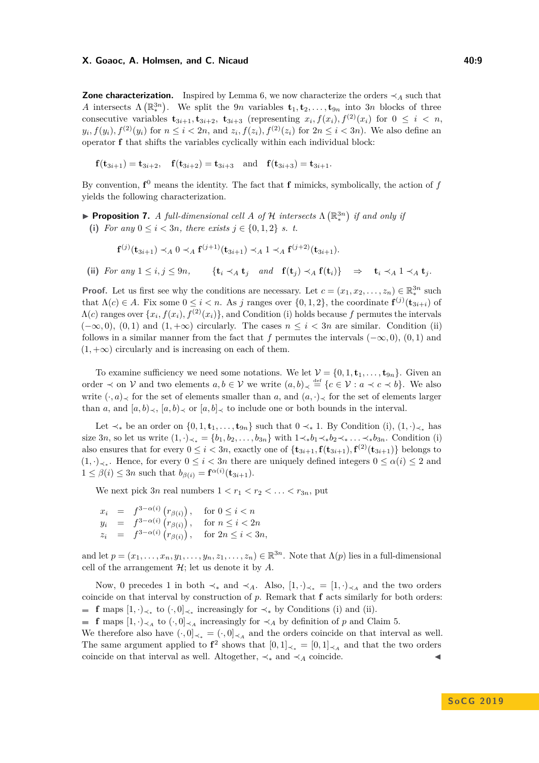**Zone characterization.** Inspired by Lemma 6, we now characterize the orders $\prec_A$ such that $A$ intersects $\Lambda\left(\mathbb{R}_*^{3n}\right)$. We split the $9n$ variables $\mathbf{t}_1, \mathbf{t}_2, \ldots, \mathbf{t}_{9n}$ into $3n$ blocks of three consecutive variables $\mathbf{t}_{3i+1}, \mathbf{t}_{3i+2}, \mathbf{t}_{3i+3}$ (representing $x_i, f(x_i), f^{(2)}(x_i)$ for $0 \leq i < n$, $y_i, f(y_i), f^{(2)}(y_i)$ for $n \leq i < 2n$, and $z_i, f(z_i), f^{(2)}(z_i)$ for $2n \leq i < 3n$). We also define an operator $\mathbf{f}$ that shifts the variables cyclically within each individual block:

$$\mathbf{f}(\mathbf{t}_{3i+1}) = \mathbf{t}_{3i+2}, \quad \mathbf{f}(\mathbf{t}_{3i+2}) = \mathbf{t}_{3i+3} \quad \text{and} \quad \mathbf{f}(\mathbf{t}_{3i+3}) = \mathbf{t}_{3i+1}.$$

By convention, $\mathbf{f}^0$ means the identity. The fact that $\mathbf{f}$ mimicks, symbolically, the action of $f$ yields the following characterization.

▶ **Proposition 7.** *A full-dimensional cell $A$ of $\mathcal{H}$ intersects $\Lambda\left(\mathbb{R}_*^{3n}\right)$ if and only if*

**(i)** *For any $0 \leq i < 3n$, there exists $j \in \{0, 1, 2\}$ s. t.*

$$\mathbf{f}^{(j)}(\mathbf{t}_{3i+1}) \prec_A 0 \prec_A \mathbf{f}^{(j+1)}(\mathbf{t}_{3i+1}) \prec_A 1 \prec_A \mathbf{f}^{(j+2)}(\mathbf{t}_{3i+1}).$$

**(ii)** *For any $1 \leq i, j \leq 9n$,* $\quad \{\mathbf{t}_i \prec_A \mathbf{t}_j \ \text{ and } \ \mathbf{f}(\mathbf{t}_j) \prec_A \mathbf{f}(\mathbf{t}_i)\} \quad \Rightarrow \quad \mathbf{t}_i \prec_A 1 \prec_A \mathbf{t}_j.$

**Proof.** Let us first see why the conditions are necessary. Let $c = (x_1, x_2, \ldots, z_n) \in \mathbb{R}_*^{3n}$ such that $\Lambda(c) \in A$. Fix some $0 \leq i < n$. As $j$ ranges over $\{0, 1, 2\}$, the coordinate $\mathbf{f}^{(j)}(\mathbf{t}_{3i+i})$ of $\Lambda(c)$ ranges over $\{x_i, f(x_i), f^{(2)}(x_i)\}$, and Condition (i) holds because $f$ permutes the intervals $(-\infty, 0)$, $(0, 1)$ and $(1, +\infty)$ circularly. The cases $n \leq i < 3n$ are similar. Condition (ii) follows in a similar manner from the fact that $f$ permutes the intervals $(-\infty, 0)$, $(0, 1)$ and $(1, +\infty)$ circularly and is increasing on each of them.

To examine sufficiency we need some notations. We let $\mathcal{V} = \{0, 1, \mathbf{t}_1, \ldots, \mathbf{t}_{9n}\}$. Given an order $\prec$ on $\mathcal{V}$ and two elements $a, b \in \mathcal{V}$ we write $(a, b)_\prec \stackrel{\text{def}}{=} \{c \in \mathcal{V} : a \prec c \prec b\}$. We also write $(\cdot, a)_\prec$ for the set of elements smaller than $a$, and $(a, \cdot)_\prec$ for the set of elements larger than $a$, and $[a, b)_\prec$, $[a, b)_\prec$ or $[a, b]_\prec$ to include one or both bounds in the interval.

Let $\prec_*$ be an order on $\{0, 1, \mathbf{t}_1, \ldots, \mathbf{t}_{9n}\}$ such that $0 \prec_* 1$. By Condition (i), $(1, \cdot)_{\prec_*}$ has size $3n$, so let us write $(1, \cdot)_{\prec_*} = \{b_1, b_2, \ldots, b_{3n}\}$ with $1 \prec_* b_1 \prec_* b_2 \prec_* \ldots \prec_* b_{3n}$. Condition (i) also ensures that for every $0 \leq i < 3n$, exactly one of $\{\mathbf{t}_{3i+1}, \mathbf{f}(\mathbf{t}_{3i+1}), \mathbf{f}^{(2)}(\mathbf{t}_{3i+1})\}$ belongs to $(1, \cdot)_{\prec_*}$. Hence, for every $0 \leq i < 3n$ there are uniquely defined integers $0 \leq \alpha(i) \leq 2$ and $1 \leq \beta(i) \leq 3n$ such that $b_{\beta(i)} = \mathbf{f}^{\alpha(i)}(\mathbf{t}_{3i+1})$.

We next pick $3n$ real numbers $1 < r_1 < r_2 < \ldots < r_{3n}$, put

$$\begin{aligned}
x_i &= f^{3-\alpha(i)}\left(r_{\beta(i)}\right), &&\text{for } 0 \leq i < n \\
y_i &= f^{3-\alpha(i)}\left(r_{\beta(i)}\right), &&\text{for } n \leq i < 2n \\
z_i &= f^{3-\alpha(i)}\left(r_{\beta(i)}\right), &&\text{for } 2n \leq i < 3n,
\end{aligned}$$

and let $p = (x_1, \ldots, x_n, y_1, \ldots, y_n, z_1, \ldots, z_n) \in \mathbb{R}^{3n}$. Note that $\Lambda(p)$ lies in a full-dimensional cell of the arrangement $\mathcal{H}$; let us denote it by $A$.

Now, 0 precedes 1 in both $\prec_*$ and $\prec_A$. Also, $[1, \cdot)_{\prec_*} = [1, \cdot)_{\prec_A}$ and the two orders coincide on that interval by construction of $p$. Remark that $\mathbf{f}$ acts similarly for both orders:

- $\mathbf{f}$ maps $[1, \cdot)_{\prec_*}$ to $(\cdot, 0]_{\prec_*}$ increasingly for $\prec_*$ by Conditions (i) and (ii).
- $\mathbf{f}$ maps $[1, \cdot)_{\prec_A}$ to $(\cdot, 0]_{\prec_A}$ increasingly for $\prec_A$ by definition of $p$ and Claim 5.

We therefore also have $(\cdot, 0]_{\prec_*} = (\cdot, 0]_{\prec_A}$ and the orders coincide on that interval as well. The same argument applied to $\mathbf{f}^2$ shows that $[0, 1]_{\prec_*} = [0, 1]_{\prec_A}$ and that the two orders coincide on that interval as well. Altogether, $\prec_*$ and $\prec_A$ coincide. ◀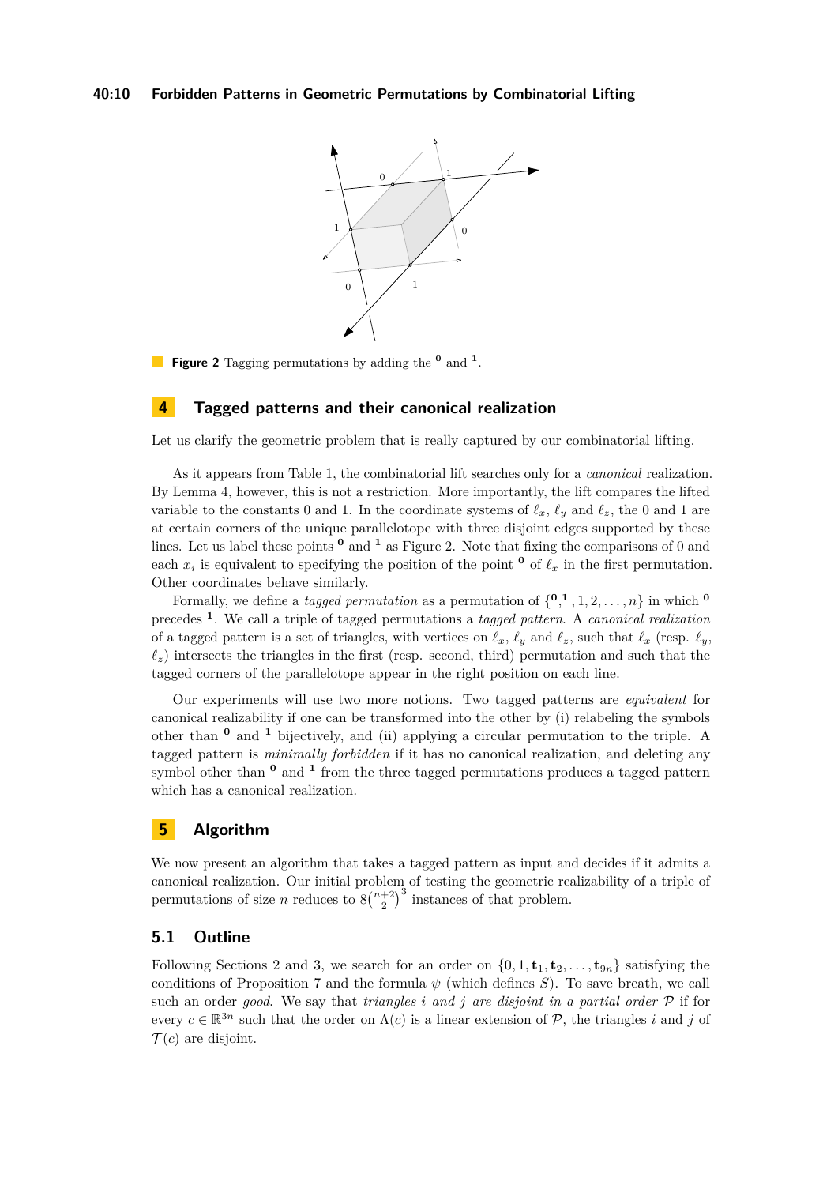**Figure 2** Tagging permutations by adding the $^{\mathbf{0}}$ and $^{\mathbf{1}}$.

## 4 Tagged patterns and their canonical realization

Let us clarify the geometric problem that is really captured by our combinatorial lifting.

As it appears from Table 1, the combinatorial lift searches only for a *canonical* realization. By Lemma 4, however, this is not a restriction. More importantly, the lift compares the lifted variable to the constants 0 and 1. In the coordinate systems of $\ell_x$, $\ell_y$ and $\ell_z$, the 0 and 1 are at certain corners of the unique parallelotope with three disjoint edges supported by these lines. Let us label these points $^{\mathbf{0}}$ and $^{\mathbf{1}}$ as Figure 2. Note that fixing the comparisons of 0 and each $x_i$ is equivalent to specifying the position of the point $^{\mathbf{0}}$ of $\ell_x$ in the first permutation. Other coordinates behave similarly.

Formally, we define a *tagged permutation* as a permutation of $\{^{\mathbf{0}}, ^{\mathbf{1}}, 1, 2, \ldots, n\}$ in which $^{\mathbf{0}}$ precedes $^{\mathbf{1}}$. We call a triple of tagged permutations a *tagged pattern*. A *canonical realization* of a tagged pattern is a set of triangles, with vertices on $\ell_x$, $\ell_y$ and $\ell_z$, such that $\ell_x$ (resp. $\ell_y$, $\ell_z$) intersects the triangles in the first (resp. second, third) permutation and such that the tagged corners of the parallelotope appear in the right position on each line.

Our experiments will use two more notions. Two tagged patterns are *equivalent* for canonical realizability if one can be transformed into the other by (i) relabeling the symbols other than $^{\mathbf{0}}$ and $^{\mathbf{1}}$ bijectively, and (ii) applying a circular permutation to the triple. A tagged pattern is *minimally forbidden* if it has no canonical realization, and deleting any symbol other than $^{\mathbf{0}}$ and $^{\mathbf{1}}$ from the three tagged permutations produces a tagged pattern which has a canonical realization.

## 5 Algorithm

We now present an algorithm that takes a tagged pattern as input and decides if it admits a canonical realization. Our initial problem of testing the geometric realizability of a triple of permutations of size $n$ reduces to $8\binom{n+2}{2}^3$ instances of that problem.

### 5.1 Outline

Following Sections 2 and 3, we search for an order on $\{0, 1, \mathbf{t}_1, \mathbf{t}_2, \ldots, \mathbf{t}_{9n}\}$ satisfying the conditions of Proposition 7 and the formula $\psi$ (which defines $S$). To save breath, we call such an order *good*. We say that *triangles $i$ and $j$ are disjoint in a partial order $\mathcal{P}$* if for every $c \in \mathbb{R}^{3n}$ such that the order on $\Lambda(c)$ is a linear extension of $\mathcal{P}$, the triangles $i$ and $j$ of $\mathcal{T}(c)$ are disjoint.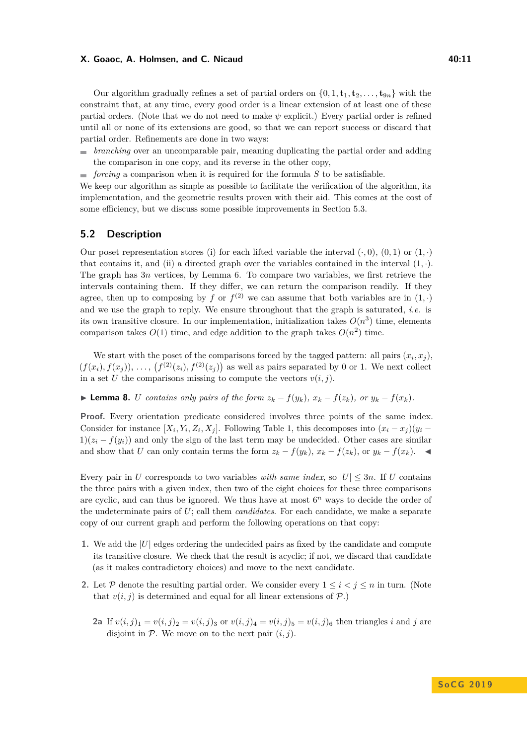Our algorithm gradually refines a set of partial orders on $\{0, 1, \mathbf{t}_1, \mathbf{t}_2, \ldots, \mathbf{t}_{9n}\}$ with the constraint that, at any time, every good order is a linear extension of at least one of these partial orders. (Note that we do not need to make $\psi$ explicit.) Every partial order is refined until all or none of its extensions are good, so that we can report success or discard that partial order. Refinements are done in two ways:

- *branching* over an uncomparable pair, meaning duplicating the partial order and adding the comparison in one copy, and its reverse in the other copy,
- *forcing* a comparison when it is required for the formula $S$ to be satisfiable.

We keep our algorithm as simple as possible to facilitate the verification of the algorithm, its implementation, and the geometric results proven with their aid. This comes at the cost of some efficiency, but we discuss some possible improvements in Section 5.3.

## 5.2 Description

Our poset representation stores (i) for each lifted variable the interval $(\cdot, 0)$, $(0, 1)$ or $(1, \cdot)$ that contains it, and (ii) a directed graph over the variables contained in the interval $(1, \cdot)$. The graph has $3n$ vertices, by Lemma 6. To compare two variables, we first retrieve the intervals containing them. If they differ, we can return the comparison readily. If they agree, then up to composing by $f$ or $f^{(2)}$ we can assume that both variables are in $(1, \cdot)$ and we use the graph to reply. We ensure throughout that the graph is saturated, *i.e.* is its own transitive closure. In our implementation, initialization takes $O(n^3)$ time, elements comparison takes $O(1)$ time, and edge addition to the graph takes $O(n^2)$ time.

We start with the poset of the comparisons forced by the tagged pattern: all pairs $(x_i, x_j)$, $(f(x_i), f(x_j))$, $\ldots$, $\left(f^{(2)}(z_i), f^{(2)}(z_j)\right)$ as well as pairs separated by 0 or 1. We next collect in a set $U$ the comparisons missing to compute the vectors $v(i, j)$.

▶ **Lemma 8.** *$U$ contains only pairs of the form $z_k - f(y_k)$, $x_k - f(z_k)$, or $y_k - f(x_k)$.*

**Proof.** Every orientation predicate considered involves three points of the same index. Consider for instance $[X_i, Y_i, Z_i, X_j]$. Following Table 1, this decomposes into $(x_i - x_j)(y_i - 1)(z_i - f(y_i))$ and only the sign of the last term may be undecided. Other cases are similar and show that $U$ can only contain terms the form $z_k - f(y_k)$, $x_k - f(z_k)$, or $y_k - f(x_k)$. ◀

Every pair in $U$ corresponds to two variables *with same index*, so $|U| \le 3n$. If $U$ contains the three pairs with a given index, then two of the eight choices for these three comparisons are cyclic, and can thus be ignored. We thus have at most $6^n$ ways to decide the order of the undeterminate pairs of $U$; call them *candidates*. For each candidate, we make a separate copy of our current graph and perform the following operations on that copy:

1. We add the $|U|$ edges ordering the undecided pairs as fixed by the candidate and compute its transitive closure. We check that the result is acyclic; if not, we discard that candidate (as it makes contradictory choices) and move to the next candidate.
2. Let $\mathcal{P}$ denote the resulting partial order. We consider every $1 \le i < j \le n$ in turn. (Note that $v(i, j)$ is determined and equal for all linear extensions of $\mathcal{P}$.)

   **2a** If $v(i, j)_1 = v(i, j)_2 = v(i, j)_3$ or $v(i, j)_4 = v(i, j)_5 = v(i, j)_6$ then triangles $i$ and $j$ are disjoint in $\mathcal{P}$. We move on to the next pair $(i, j)$.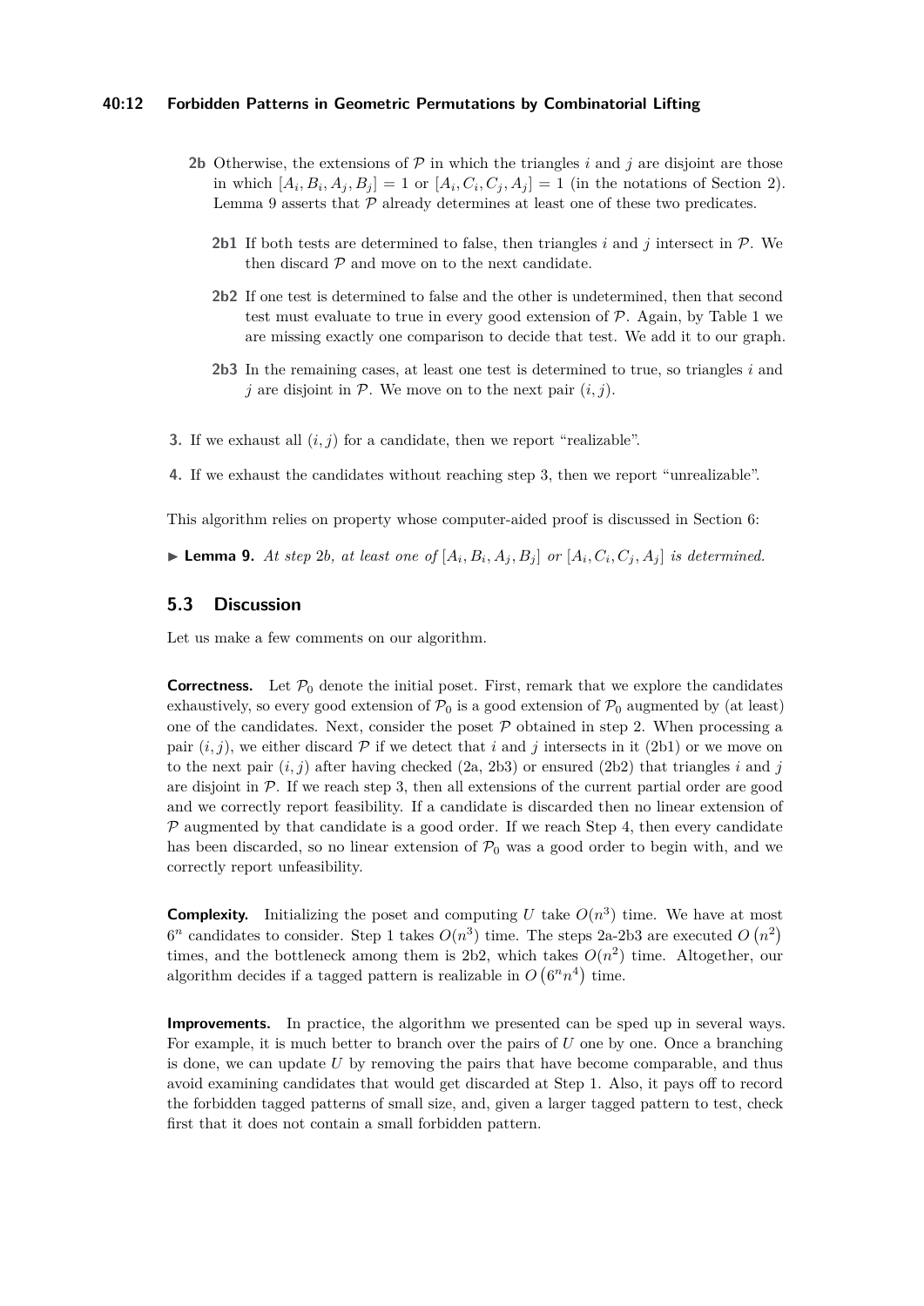**2b** Otherwise, the extensions of $\mathcal{P}$ in which the triangles $i$ and $j$ are disjoint are those in which $[A_i, B_i, A_j, B_j] = 1$ or $[A_i, C_i, C_j, A_j] = 1$ (in the notations of Section 2). Lemma 9 asserts that $\mathcal{P}$ already determines at least one of these two predicates.

**2b1** If both tests are determined to false, then triangles $i$ and $j$ intersect in $\mathcal{P}$. We then discard $\mathcal{P}$ and move on to the next candidate.

**2b2** If one test is determined to false and the other is undetermined, then that second test must evaluate to true in every good extension of $\mathcal{P}$. Again, by Table 1 we are missing exactly one comparison to decide that test. We add it to our graph.

**2b3** In the remaining cases, at least one test is determined to true, so triangles $i$ and $j$ are disjoint in $\mathcal{P}$. We move on to the next pair $(i, j)$.

**3.** If we exhaust all $(i, j)$ for a candidate, then we report "realizable".

**4.** If we exhaust the candidates without reaching step 3, then we report "unrealizable".

This algorithm relies on property whose computer-aided proof is discussed in Section 6:

▶ **Lemma 9.** *At step 2b, at least one of $[A_i, B_i, A_j, B_j]$ or $[A_i, C_i, C_j, A_j]$ is determined.*

## 5.3 Discussion

Let us make a few comments on our algorithm.

**Correctness.** Let $\mathcal{P}_0$ denote the initial poset. First, remark that we explore the candidates exhaustively, so every good extension of $\mathcal{P}_0$ is a good extension of $\mathcal{P}_0$ augmented by (at least) one of the candidates. Next, consider the poset $\mathcal{P}$ obtained in step 2. When processing a pair $(i, j)$, we either discard $\mathcal{P}$ if we detect that $i$ and $j$ intersects in it (2b1) or we move on to the next pair $(i, j)$ after having checked (2a, 2b3) or ensured (2b2) that triangles $i$ and $j$ are disjoint in $\mathcal{P}$. If we reach step 3, then all extensions of the current partial order are good and we correctly report feasibility. If a candidate is discarded then no linear extension of $\mathcal{P}$ augmented by that candidate is a good order. If we reach Step 4, then every candidate has been discarded, so no linear extension of $\mathcal{P}_0$ was a good order to begin with, and we correctly report unfeasibility.

**Complexity.** Initializing the poset and computing $U$ take $O(n^3)$ time. We have at most $6^n$ candidates to consider. Step 1 takes $O(n^3)$ time. The steps 2a-2b3 are executed $O\left(n^2\right)$ times, and the bottleneck among them is 2b2, which takes $O(n^2)$ time. Altogether, our algorithm decides if a tagged pattern is realizable in $O\left(6^n n^4\right)$ time.

**Improvements.** In practice, the algorithm we presented can be sped up in several ways. For example, it is much better to branch over the pairs of $U$ one by one. Once a branching is done, we can update $U$ by removing the pairs that have become comparable, and thus avoid examining candidates that would get discarded at Step 1. Also, it pays off to record the forbidden tagged patterns of small size, and, given a larger tagged pattern to test, check first that it does not contain a small forbidden pattern.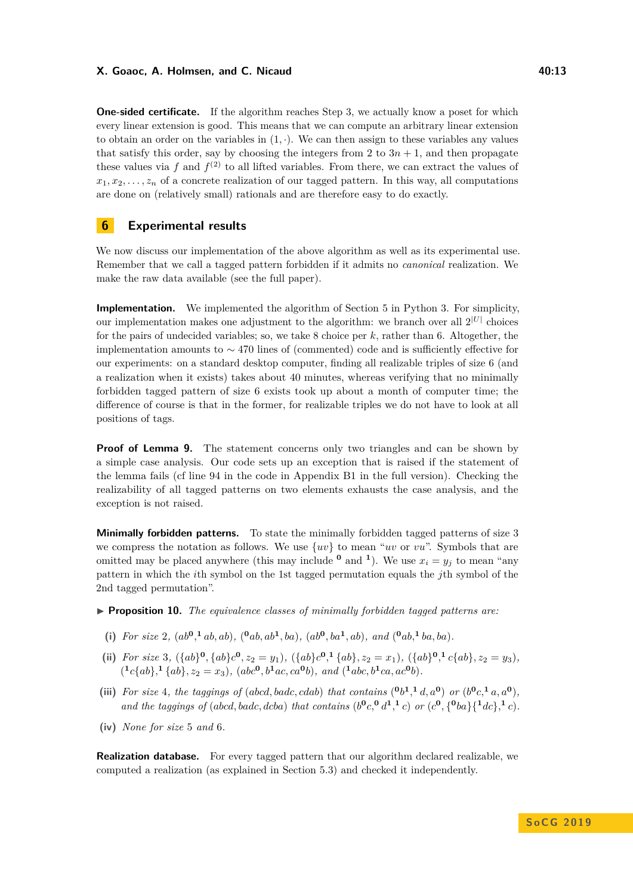**One-sided certificate.** If the algorithm reaches Step 3, we actually know a poset for which every linear extension is good. This means that we can compute an arbitrary linear extension to obtain an order on the variables in $(1, \cdot)$. We can then assign to these variables any values that satisfy this order, say by choosing the integers from 2 to $3n+1$, and then propagate these values via $f$ and $f^{(2)}$ to all lifted variables. From there, we can extract the values of $x_1, x_2, \ldots, z_n$ of a concrete realization of our tagged pattern. In this way, all computations are done on (relatively small) rationals and are therefore easy to do exactly.

## 6 Experimental results

We now discuss our implementation of the above algorithm as well as its experimental use. Remember that we call a tagged pattern forbidden if it admits no *canonical* realization. We make the raw data available (see the full paper).

**Implementation.** We implemented the algorithm of Section 5 in Python 3. For simplicity, our implementation makes one adjustment to the algorithm: we branch over all $2^{|U|}$ choices for the pairs of undecided variables; so, we take 8 choice per $k$, rather than 6. Altogether, the implementation amounts to $\sim 470$ lines of (commented) code and is sufficiently effective for our experiments: on a standard desktop computer, finding all realizable triples of size 6 (and a realization when it exists) takes about 40 minutes, whereas verifying that no minimally forbidden tagged pattern of size 6 exists took up about a month of computer time; the difference of course is that in the former, for realizable triples we do not have to look at all positions of tags.

**Proof of Lemma 9.** The statement concerns only two triangles and can be shown by a simple case analysis. Our code sets up an exception that is raised if the statement of the lemma fails (cf line 94 in the code in Appendix B1 in the full version). Checking the realizability of all tagged patterns on two elements exhausts the case analysis, and the exception is not raised.

**Minimally forbidden patterns.** To state the minimally forbidden tagged patterns of size 3 we compress the notation as follows. We use $\{uv\}$ to mean "$uv$ or $vu$". Symbols that are omitted may be placed anywhere (this may include $^{\mathbf{0}}$ and $^{\mathbf{1}}$). We use $x_i = y_j$ to mean "any pattern in which the $i$th symbol on the 1st tagged permutation equals the $j$th symbol of the 2nd tagged permutation".

▶ **Proposition 10.** *The equivalence classes of minimally forbidden tagged patterns are:*

**(i)** *For size 2,* $(ab^{\mathbf{0}}, {}^{\mathbf{1}}ab, ab)$, $({}^{\mathbf{0}}ab, ab^{\mathbf{1}}, ba)$, $(ab^{\mathbf{0}}, ba^{\mathbf{1}}, ab)$, *and* $({}^{\mathbf{0}}ab, {}^{\mathbf{1}}ba, ba)$.

**(ii)** *For size 3,* $(\{ab\}^{\mathbf{0}}, \{ab\}c^{\mathbf{0}}, z_2 = y_1)$, $(\{ab\}c^{\mathbf{0}}, {}^{\mathbf{1}}\{ab\}, z_2 = x_1)$, $(\{ab\}^{\mathbf{0}}, {}^{\mathbf{1}}c\{ab\}, z_2 = y_3)$, $({}^{\mathbf{1}}c\{ab\}, {}^{\mathbf{1}}\{ab\}, z_2 = x_3)$, $(abc^{\mathbf{0}}, b^{\mathbf{1}}ac, ca^{\mathbf{0}}b)$, *and* $({}^{\mathbf{1}}abc, b^{\mathbf{1}}ca, ac^{\mathbf{0}}b)$.

**(iii)** *For size 4, the taggings of* $(abcd, badc, cdab)$ *that contains* $({}^{\mathbf{0}}b^{\mathbf{1}}, {}^{\mathbf{1}}d, a^{\mathbf{0}})$ *or* $(b^{\mathbf{0}}c, {}^{\mathbf{1}}a, a^{\mathbf{0}})$, *and the taggings of* $(abcd, badc, dcba)$ *that contains* $(b^{\mathbf{0}}c, {}^{\mathbf{0}}d^{\mathbf{1}}, {}^{\mathbf{1}}c)$ *or* $(c^{\mathbf{0}}, \{{}^{\mathbf{0}}ba\}\{{}^{\mathbf{1}}dc\}, {}^{\mathbf{1}}c)$.

**(iv)** *None for size 5 and 6.*

**Realization database.** For every tagged pattern that our algorithm declared realizable, we computed a realization (as explained in Section 5.3) and checked it independently.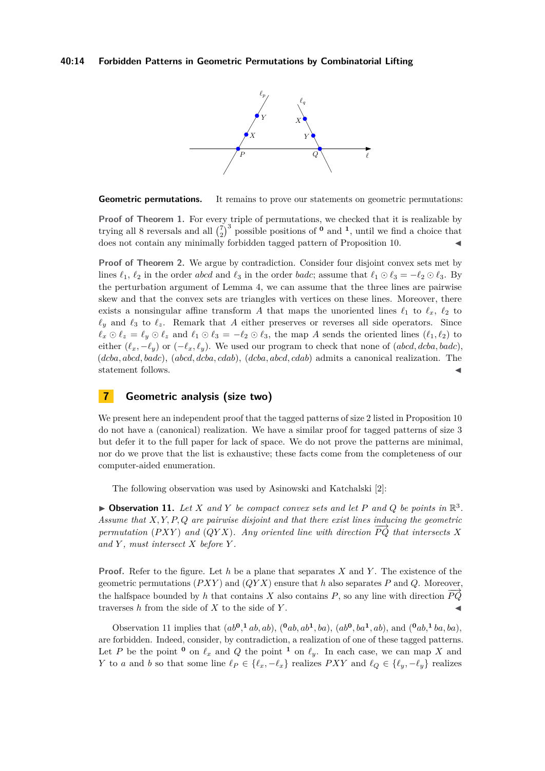**Geometric permutations.** It remains to prove our statements on geometric permutations:

**Proof of Theorem 1.** For every triple of permutations, we checked that it is realizable by trying all 8 reversals and all $\binom{7}{2}^3$ possible positions of $^{\mathbf{0}}$ and $^{\mathbf{1}}$, until we find a choice that does not contain any minimally forbidden tagged pattern of Proposition 10. ◀

**Proof of Theorem 2.** We argue by contradiction. Consider four disjoint convex sets met by lines $\ell_1$, $\ell_2$ in the order $abcd$ and $\ell_3$ in the order $badc$; assume that $\ell_1 \odot \ell_3 = -\ell_2 \odot \ell_3$. By the perturbation argument of Lemma 4, we can assume that the three lines are pairwise skew and that the convex sets are triangles with vertices on these lines. Moreover, there exists a nonsingular affine transform $A$ that maps the unoriented lines $\ell_1$ to $\ell_x$, $\ell_2$ to $\ell_y$ and $\ell_3$ to $\ell_z$. Remark that $A$ either preserves or reverses all side operators. Since $\ell_x \odot \ell_z = \ell_y \odot \ell_z$ and $\ell_1 \odot \ell_3 = -\ell_2 \odot \ell_3$, the map $A$ sends the oriented lines $(\ell_1, \ell_2)$ to either $(\ell_x, -\ell_y)$ or $(-\ell_x, \ell_y)$. We used our program to check that none of $(abcd, dcba, badc)$, $(dcba, abcd, badc)$, $(abcd, dcba, cdab)$, $(dcba, abcd, cdab)$ admits a canonical realization. The statement follows. ◀

## 7 Geometric analysis (size two)

We present here an independent proof that the tagged patterns of size 2 listed in Proposition 10 do not have a (canonical) realization. We have a similar proof for tagged patterns of size 3 but defer it to the full paper for lack of space. We do not prove the patterns are minimal, nor do we prove that the list is exhaustive; these facts come from the completeness of our computer-aided enumeration.

The following observation was used by Asinowski and Katchalski [2]:

▶ **Observation 11.** *Let $X$ and $Y$ be compact convex sets and let $P$ and $Q$ be points in $\mathbb{R}^3$. Assume that $X, Y, P, Q$ are pairwise disjoint and that there exist lines inducing the geometric permutation $(PXY)$ and $(QYX)$. Any oriented line with direction $\overrightarrow{PQ}$ that intersects $X$ and $Y$, must intersect $X$ before $Y$.*

**Proof.** Refer to the figure. Let $h$ be a plane that separates $X$ and $Y$. The existence of the geometric permutations $(PXY)$ and $(QYX)$ ensure that $h$ also separates $P$ and $Q$. Moreover, the halfspace bounded by $h$ that contains $X$ also contains $P$, so any line with direction $\overrightarrow{PQ}$ traverses $h$ from the side of $X$ to the side of $Y$. ◀

Observation 11 implies that $(ab^{\mathbf{0}}, {}^{\mathbf{1}}ab, ab)$, $({}^{\mathbf{0}}ab, ab^{\mathbf{1}}, ba)$, $(ab^{\mathbf{0}}, ba^{\mathbf{1}}, ab)$, and $({}^{\mathbf{0}}ab, {}^{\mathbf{1}}ba, ba)$, are forbidden. Indeed, consider, by contradiction, a realization of one of these tagged patterns. Let $P$ be the point $^{\mathbf{0}}$ on $\ell_x$ and $Q$ the point $^{\mathbf{1}}$ on $\ell_y$. In each case, we can map $X$ and $Y$ to $a$ and $b$ so that some line $\ell_P \in \{\ell_x, -\ell_x\}$ realizes $PXY$ and $\ell_Q \in \{\ell_y, -\ell_y\}$ realizes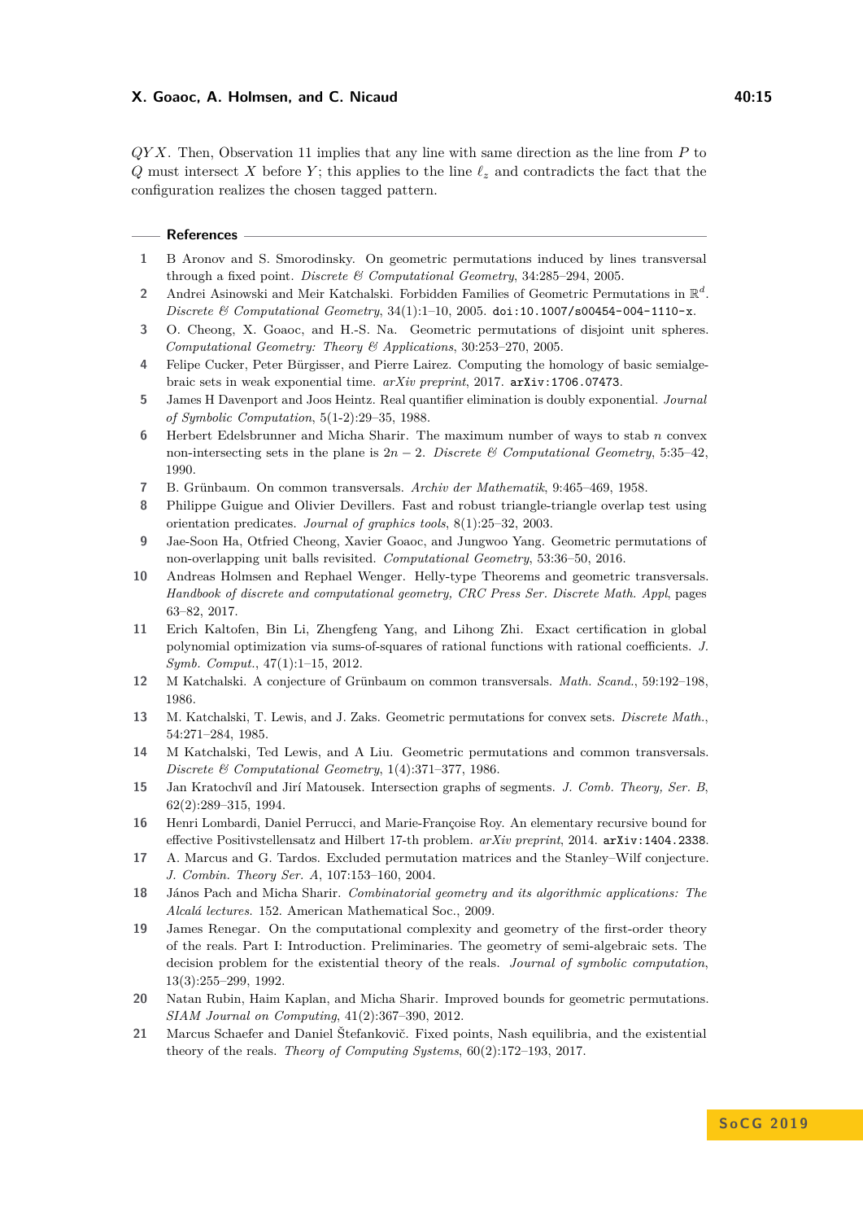$QYX$. Then, Observation 11 implies that any line with same direction as the line from $P$ to $Q$ must intersect $X$ before $Y$; this applies to the line $\ell_z$ and contradicts the fact that the configuration realizes the chosen tagged pattern.

## References

1. B Aronov and S. Smorodinsky. On geometric permutations induced by lines transversal through a fixed point. *Discrete & Computational Geometry*, 34:285–294, 2005.
2. Andrei Asinowski and Meir Katchalski. Forbidden Families of Geometric Permutations in $\mathbb{R}^d$. *Discrete & Computational Geometry*, 34(1):1–10, 2005. doi:10.1007/s00454-004-1110-x.
3. O. Cheong, X. Goaoc, and H.-S. Na. Geometric permutations of disjoint unit spheres. *Computational Geometry: Theory & Applications*, 30:253–270, 2005.
4. Felipe Cucker, Peter Bürgisser, and Pierre Lairez. Computing the homology of basic semialgebraic sets in weak exponential time. *arXiv preprint*, 2017. arXiv:1706.07473.
5. James H Davenport and Joos Heintz. Real quantifier elimination is doubly exponential. *Journal of Symbolic Computation*, 5(1-2):29–35, 1988.
6. Herbert Edelsbrunner and Micha Sharir. The maximum number of ways to stab $n$ convex non-intersecting sets in the plane is $2n - 2$. *Discrete & Computational Geometry*, 5:35–42, 1990.
7. B. Grünbaum. On common transversals. *Archiv der Mathematik*, 9:465–469, 1958.
8. Philippe Guigue and Olivier Devillers. Fast and robust triangle-triangle overlap test using orientation predicates. *Journal of graphics tools*, 8(1):25–32, 2003.
9. Jae-Soon Ha, Otfried Cheong, Xavier Goaoc, and Jungwoo Yang. Geometric permutations of non-overlapping unit balls revisited. *Computational Geometry*, 53:36–50, 2016.
10. Andreas Holmsen and Rephael Wenger. Helly-type Theorems and geometric transversals. *Handbook of discrete and computational geometry, CRC Press Ser. Discrete Math. Appl*, pages 63–82, 2017.
11. Erich Kaltofen, Bin Li, Zhengfeng Yang, and Lihong Zhi. Exact certification in global polynomial optimization via sums-of-squares of rational functions with rational coefficients. *J. Symb. Comput.*, 47(1):1–15, 2012.
12. M Katchalski. A conjecture of Grünbaum on common transversals. *Math. Scand.*, 59:192–198, 1986.
13. M. Katchalski, T. Lewis, and J. Zaks. Geometric permutations for convex sets. *Discrete Math.*, 54:271–284, 1985.
14. M Katchalski, Ted Lewis, and A Liu. Geometric permutations and common transversals. *Discrete & Computational Geometry*, 1(4):371–377, 1986.
15. Jan Kratochvíl and Jirí Matousek. Intersection graphs of segments. *J. Comb. Theory, Ser. B*, 62(2):289–315, 1994.
16. Henri Lombardi, Daniel Perrucci, and Marie-Françoise Roy. An elementary recursive bound for effective Positivstellensatz and Hilbert 17-th problem. *arXiv preprint*, 2014. arXiv:1404.2338.
17. A. Marcus and G. Tardos. Excluded permutation matrices and the Stanley–Wilf conjecture. *J. Combin. Theory Ser. A*, 107:153–160, 2004.
18. János Pach and Micha Sharir. *Combinatorial geometry and its algorithmic applications: The Alcalá lectures*. 152. American Mathematical Soc., 2009.
19. James Renegar. On the computational complexity and geometry of the first-order theory of the reals. Part I: Introduction. Preliminaries. The geometry of semi-algebraic sets. The decision problem for the existential theory of the reals. *Journal of symbolic computation*, 13(3):255–299, 1992.
20. Natan Rubin, Haim Kaplan, and Micha Sharir. Improved bounds for geometric permutations. *SIAM Journal on Computing*, 41(2):367–390, 2012.
21. Marcus Schaefer and Daniel Štefankovič. Fixed points, Nash equilibria, and the existential theory of the reals. *Theory of Computing Systems*, 60(2):172–193, 2017.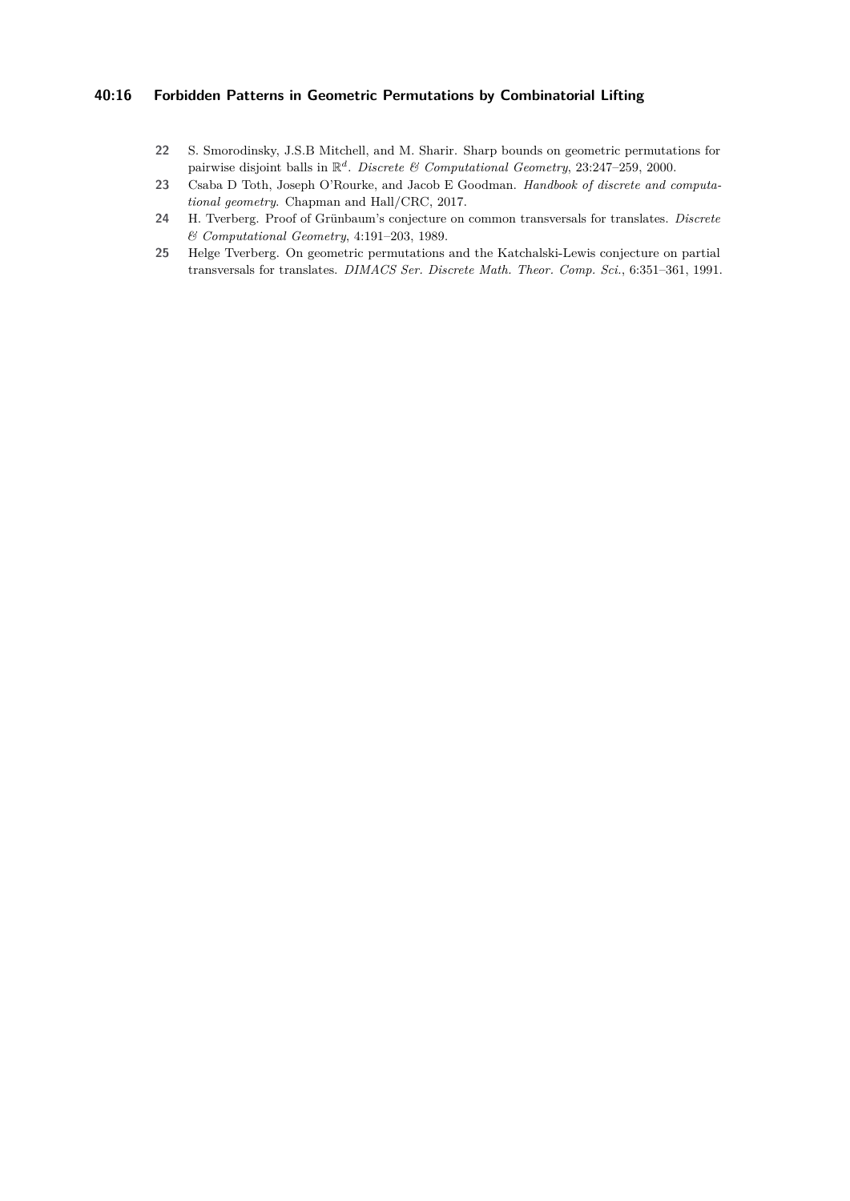22 S. Smorodinsky, J.S.B Mitchell, and M. Sharir. Sharp bounds on geometric permutations for pairwise disjoint balls in $\mathbb{R}^d$. *Discrete & Computational Geometry*, 23:247–259, 2000.

23 Csaba D Toth, Joseph O'Rourke, and Jacob E Goodman. *Handbook of discrete and computational geometry*. Chapman and Hall/CRC, 2017.

24 H. Tverberg. Proof of Grünbaum's conjecture on common transversals for translates. *Discrete & Computational Geometry*, 4:191–203, 1989.

25 Helge Tverberg. On geometric permutations and the Katchalski-Lewis conjecture on partial transversals for translates. *DIMACS Ser. Discrete Math. Theor. Comp. Sci.*, 6:351–361, 1991.